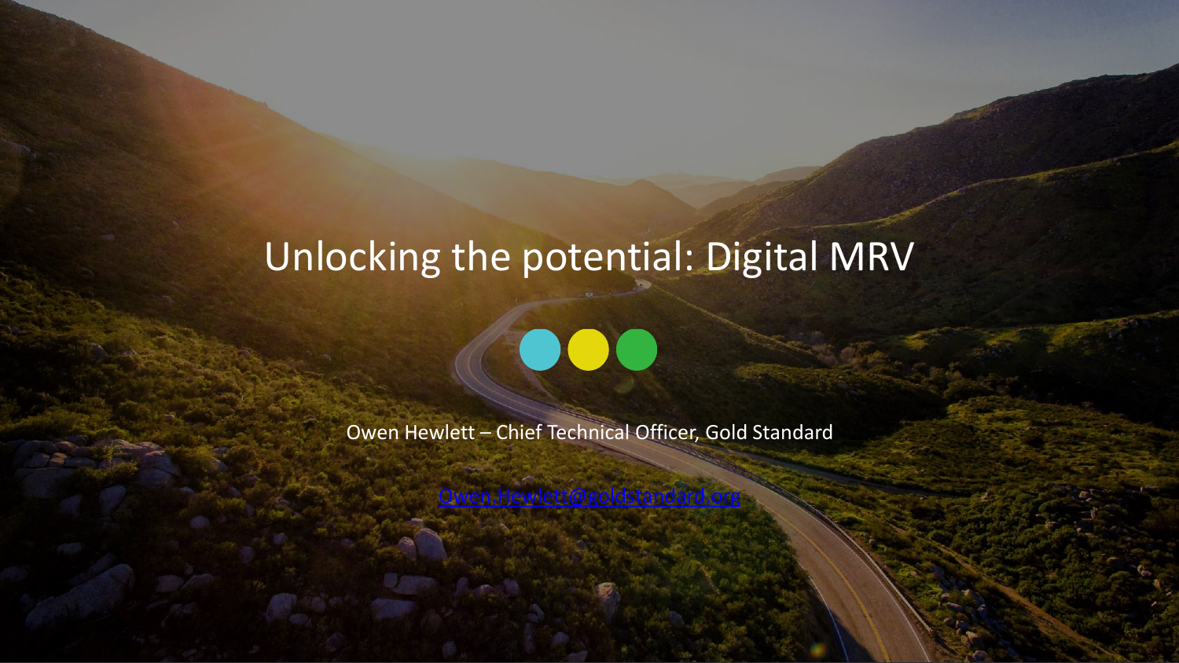# Unlocking the potential: Digital MRV

Owen Hewlett – Chief Technical Officer, Gold Standard

Owen.Hewlett@goldstandard.org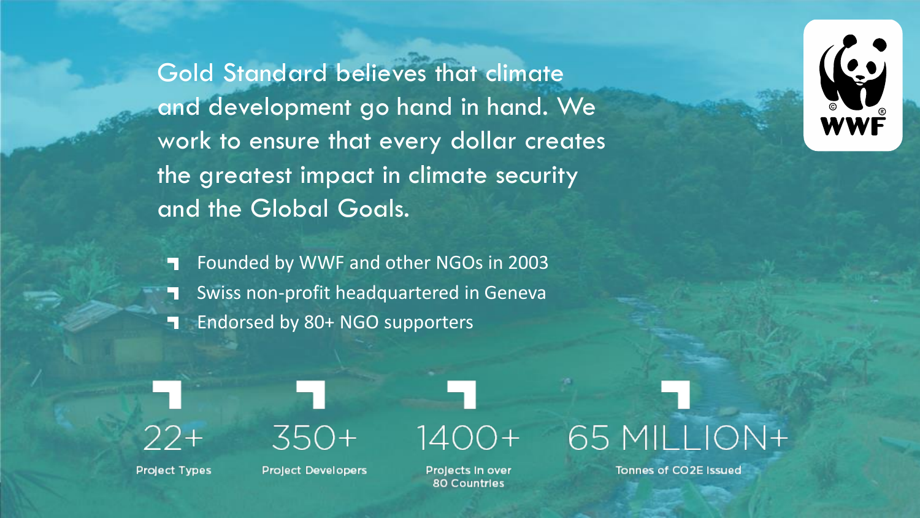Gold Standard believes that climate and development go hand in hand. We work to ensure that every dollar creates the greatest impact in climate security and the Global Goals.

- Founded by WWF and other NGOs in 2003
- Swiss non-profit headquartered in Geneva
- Endorsed by 80+ NGO supporters

**22+**
Project Types

**350+**
Project Developers

**1400+**
Projects in over 80 Countries

**65 MILLION+**
Tonnes of CO2E Issued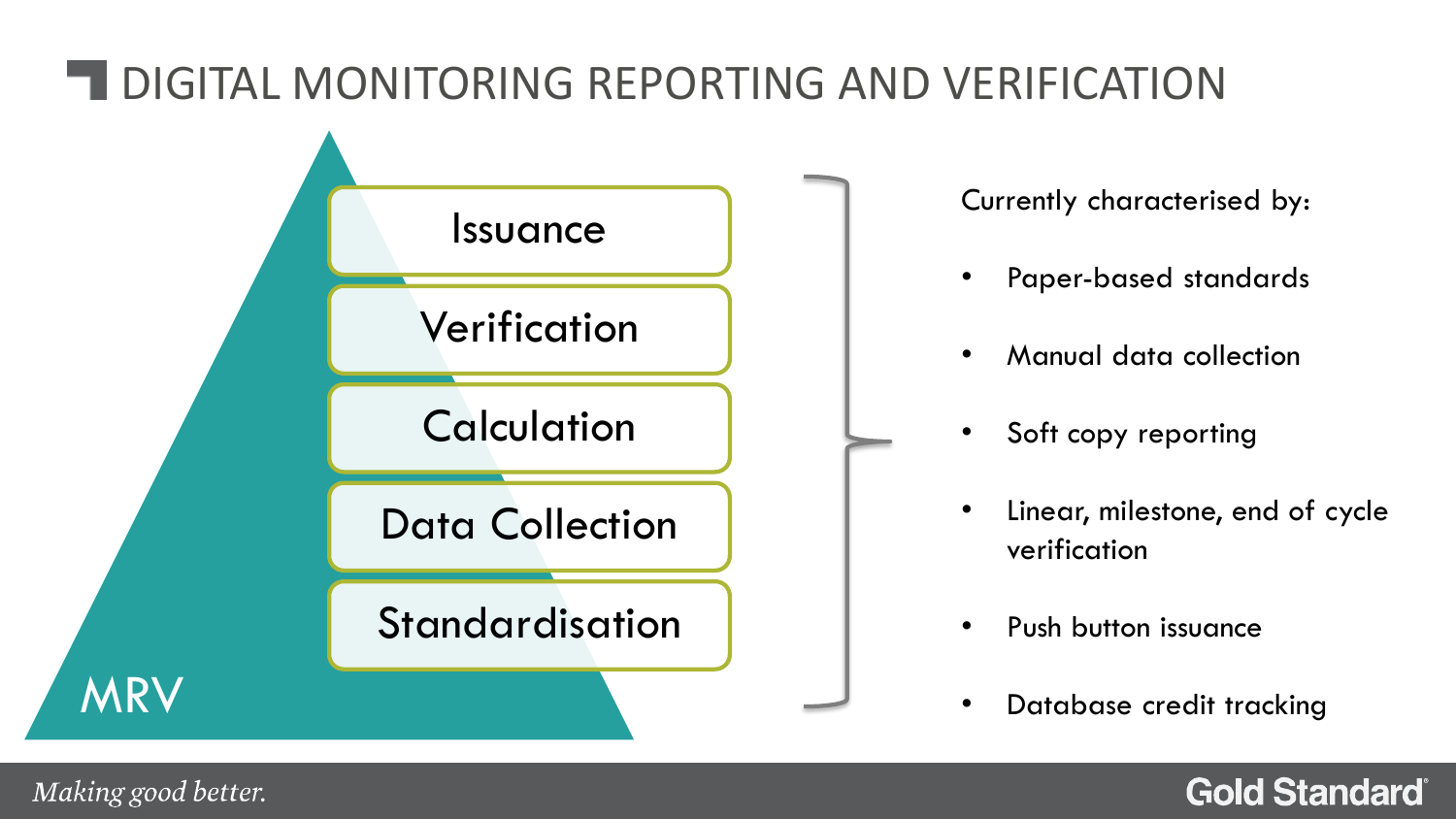# DIGITAL MONITORING REPORTING AND VERIFICATION

MRV

- Issuance
- Verification
- Calculation
- Data Collection
- Standardisation

Currently characterised by:

- Paper-based standards
- Manual data collection
- Soft copy reporting
- Linear, milestone, end of cycle verification
- Push button issuance
- Database credit tracking

*Making good better.*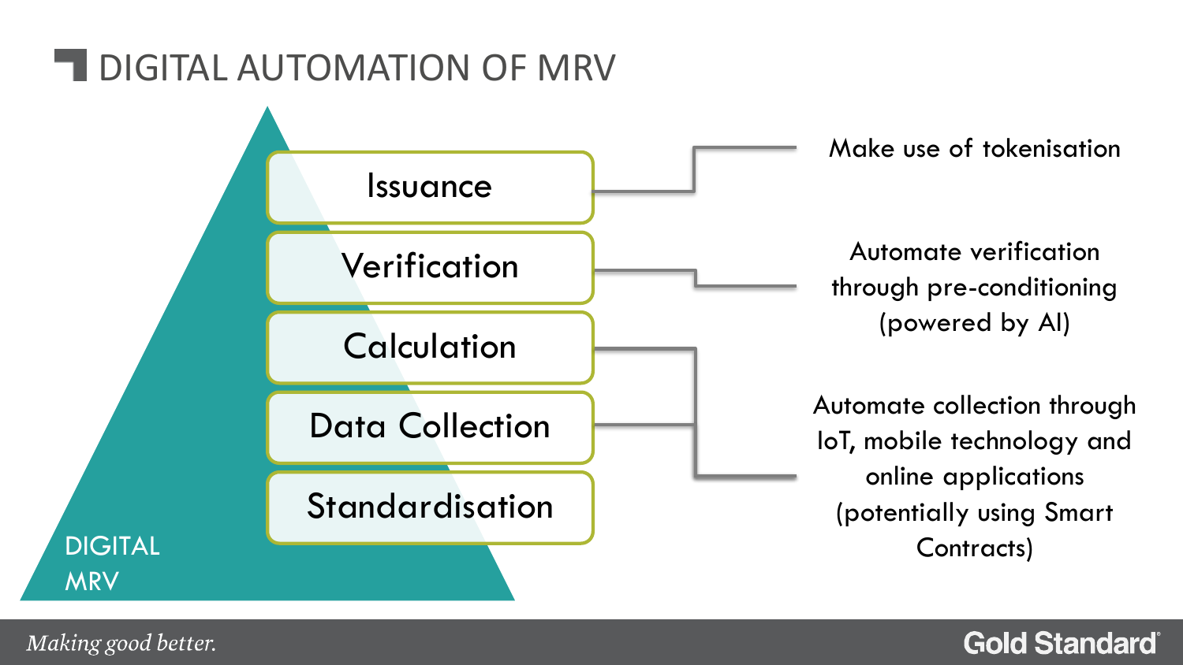# DIGITAL AUTOMATION OF MRV

- Issuance
- Verification
- Calculation
- Data Collection
- Standardisation

DIGITAL MRV

- **Issuance:** Make use of tokenisation
- **Verification:** Automate verification through pre-conditioning (powered by AI)
- **Calculation, Data Collection:** Automate collection through IoT, mobile technology and online applications (potentially using Smart Contracts)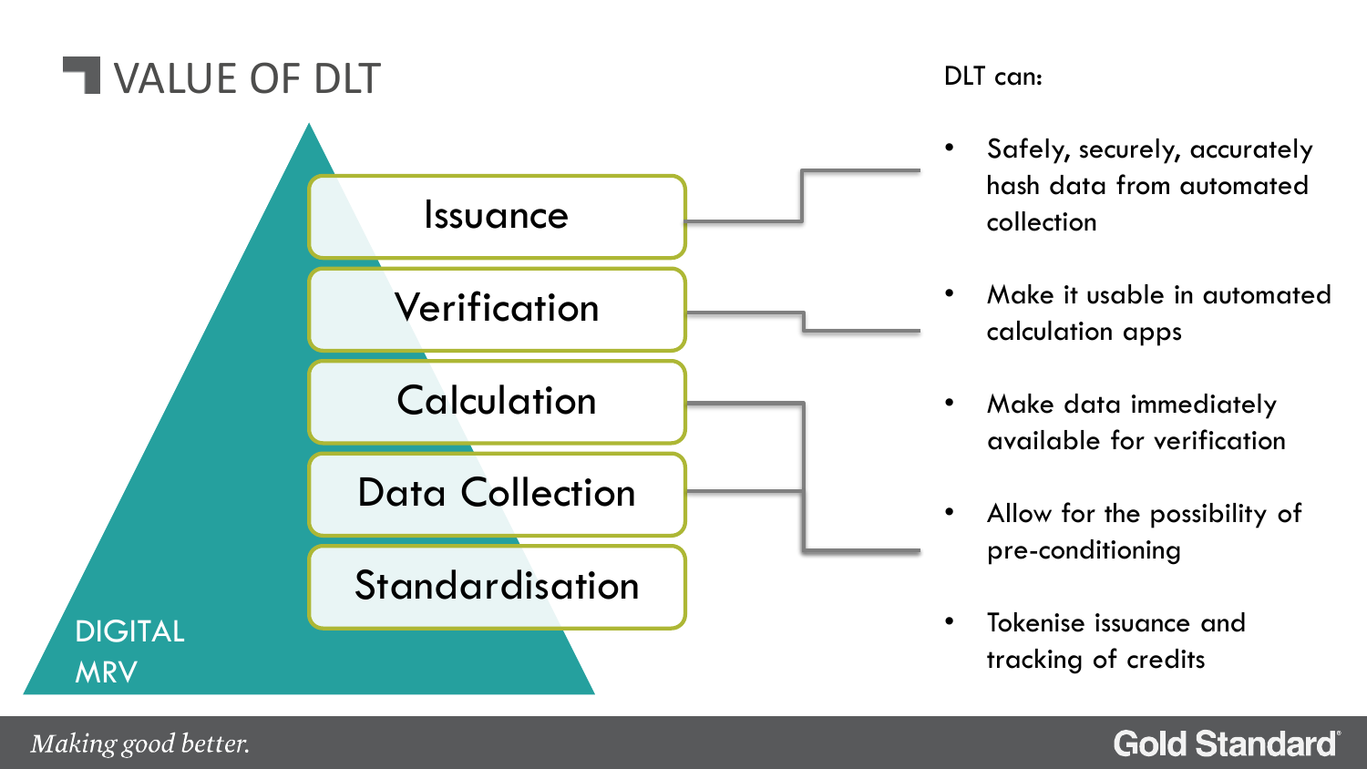# VALUE OF DLT

DIGITAL MRV

- Issuance
- Verification
- Calculation
- Data Collection
- Standardisation

DLT can:

- Safely, securely, accurately hash data from automated collection
- Make it usable in automated calculation apps
- Make data immediately available for verification
- Allow for the possibility of pre-conditioning
- Tokenise issuance and tracking of credits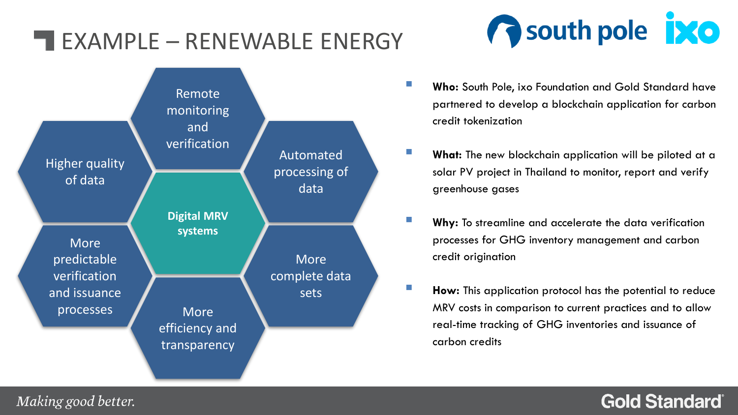# EXAMPLE – RENEWABLE ENERGY

south pole ixo

**Digital MRV systems**

- Remote monitoring and verification
- Automated processing of data
- More complete data sets
- More efficiency and transparency
- More predictable verification and issuance processes
- Higher quality of data

- **Who:** South Pole, ixo Foundation and Gold Standard have partnered to develop a blockchain application for carbon credit tokenization
- **What:** The new blockchain application will be piloted at a solar PV project in Thailand to monitor, report and verify greenhouse gases
- **Why:** To streamline and accelerate the data verification processes for GHG inventory management and carbon credit origination
- **How:** This application protocol has the potential to reduce MRV costs in comparison to current practices and to allow real-time tracking of GHG inventories and issuance of carbon credits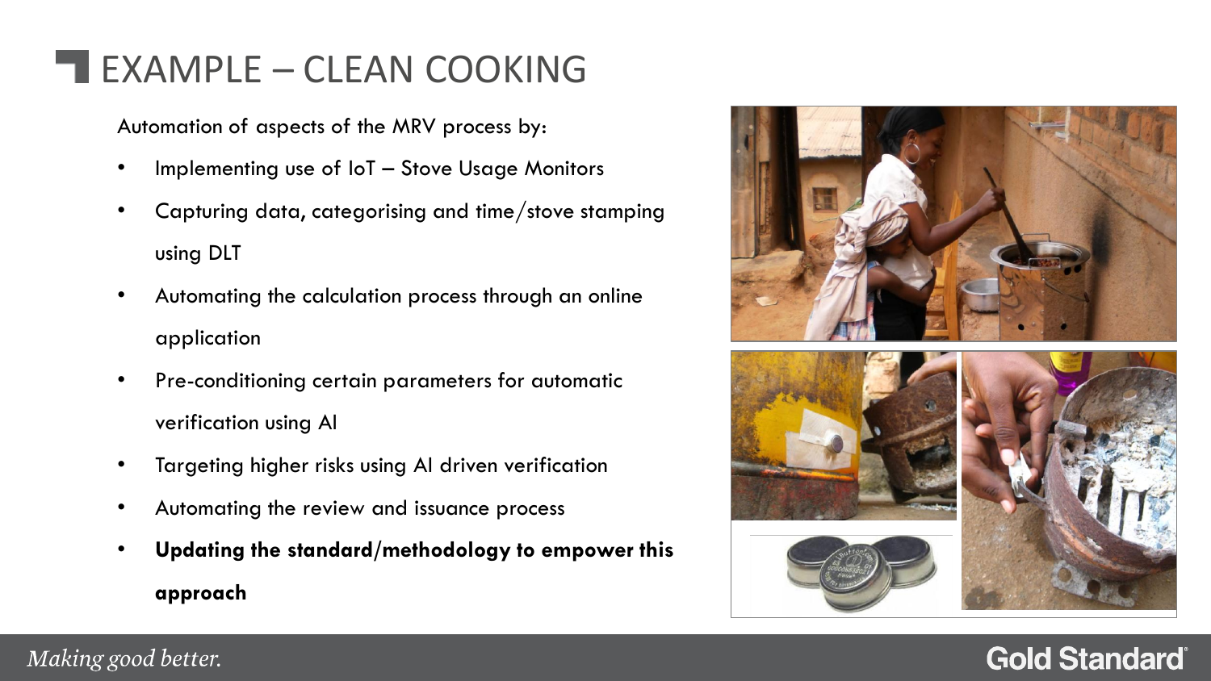# EXAMPLE – CLEAN COOKING

Automation of aspects of the MRV process by:

- Implementing use of IoT – Stove Usage Monitors
- Capturing data, categorising and time/stove stamping using DLT
- Automating the calculation process through an online application
- Pre-conditioning certain parameters for automatic verification using AI
- Targeting higher risks using AI driven verification
- Automating the review and issuance process
- **Updating the standard/methodology to empower this approach**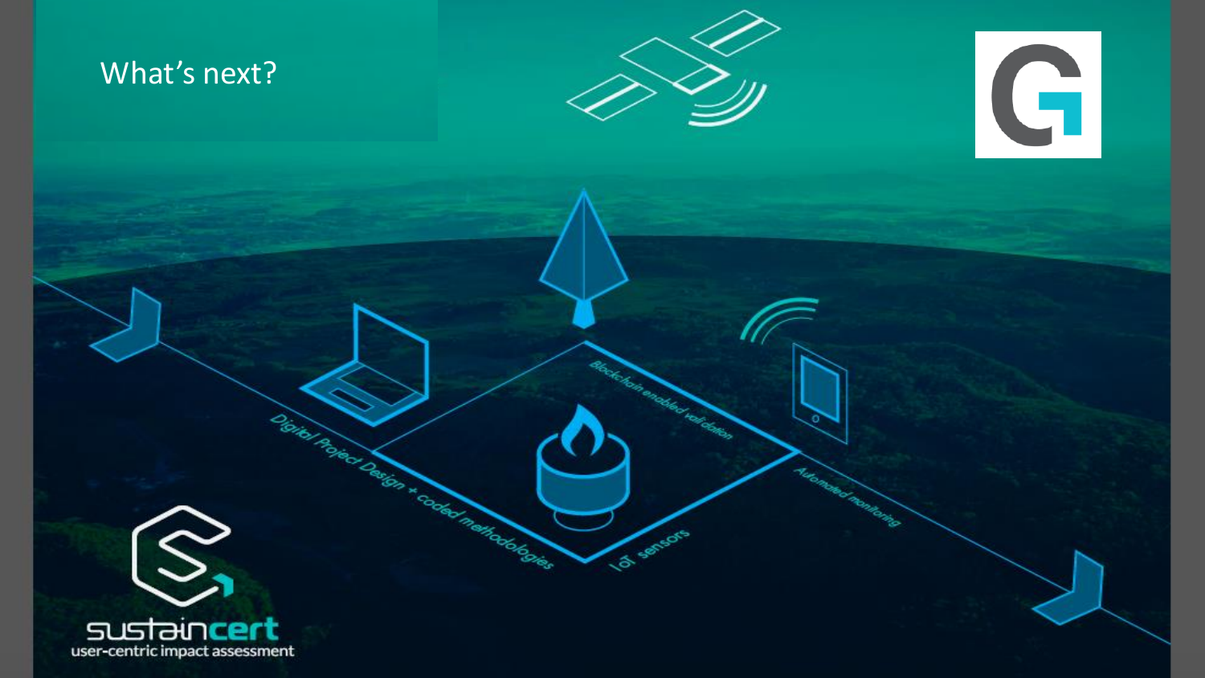# What's next?

Digital Project Design + coded methodologies

Blockchain enabled validation

IoT sensors

Automated monitoring

sustaincert

user-centric impact assessment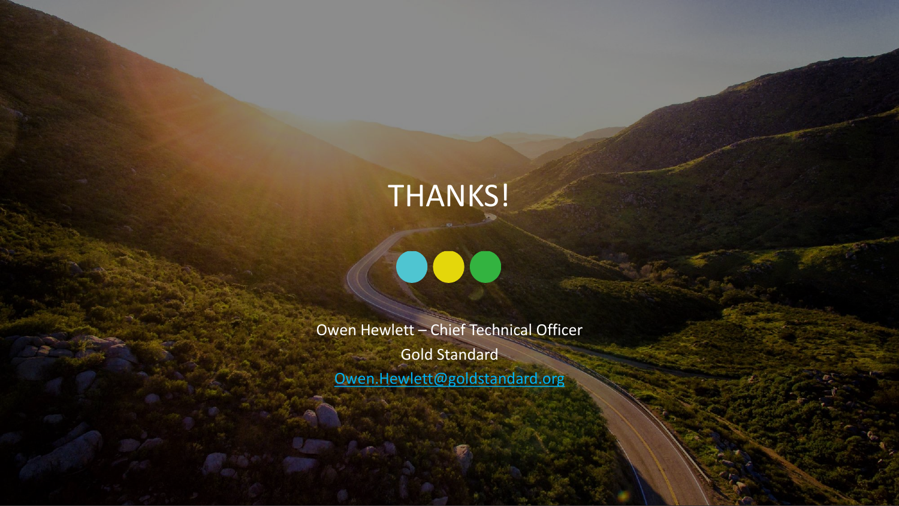# THANKS!

Owen Hewlett – Chief Technical Officer

Gold Standard

Owen.Hewlett@goldstandard.org